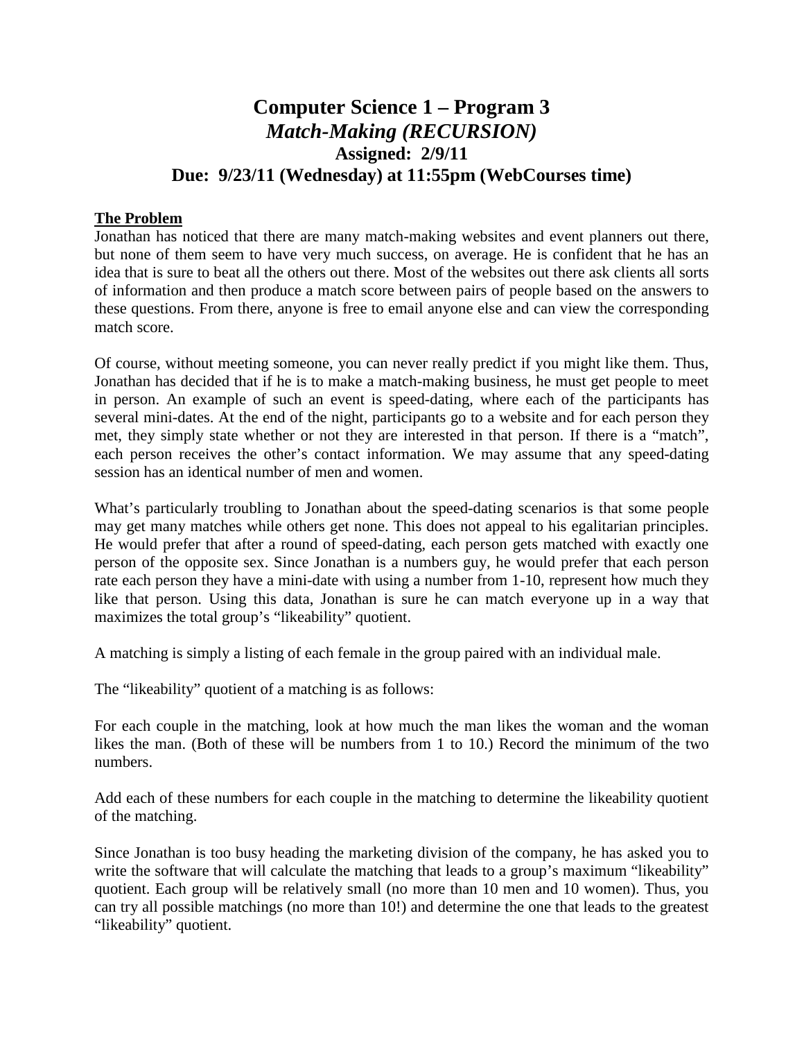# Computer Science 1 – Program 3
## *Match-Making (RECURSION)*
### Assigned: 2/9/11
### Due: 9/23/11 (Wednesday) at 11:55pm (WebCourses time)

**The Problem**

Jonathan has noticed that there are many match-making websites and event planners out there, but none of them seem to have very much success, on average. He is confident that he has an idea that is sure to beat all the others out there. Most of the websites out there ask clients all sorts of information and then produce a match score between pairs of people based on the answers to these questions. From there, anyone is free to email anyone else and can view the corresponding match score.

Of course, without meeting someone, you can never really predict if you might like them. Thus, Jonathan has decided that if he is to make a match-making business, he must get people to meet in person. An example of such an event is speed-dating, where each of the participants has several mini-dates. At the end of the night, participants go to a website and for each person they met, they simply state whether or not they are interested in that person. If there is a "match", each person receives the other's contact information. We may assume that any speed-dating session has an identical number of men and women.

What's particularly troubling to Jonathan about the speed-dating scenarios is that some people may get many matches while others get none. This does not appeal to his egalitarian principles. He would prefer that after a round of speed-dating, each person gets matched with exactly one person of the opposite sex. Since Jonathan is a numbers guy, he would prefer that each person rate each person they have a mini-date with using a number from 1-10, represent how much they like that person. Using this data, Jonathan is sure he can match everyone up in a way that maximizes the total group's "likeability" quotient.

A matching is simply a listing of each female in the group paired with an individual male.

The "likeability" quotient of a matching is as follows:

For each couple in the matching, look at how much the man likes the woman and the woman likes the man. (Both of these will be numbers from 1 to 10.) Record the minimum of the two numbers.

Add each of these numbers for each couple in the matching to determine the likeability quotient of the matching.

Since Jonathan is too busy heading the marketing division of the company, he has asked you to write the software that will calculate the matching that leads to a group's maximum "likeability" quotient. Each group will be relatively small (no more than 10 men and 10 women). Thus, you can try all possible matchings (no more than 10!) and determine the one that leads to the greatest "likeability" quotient.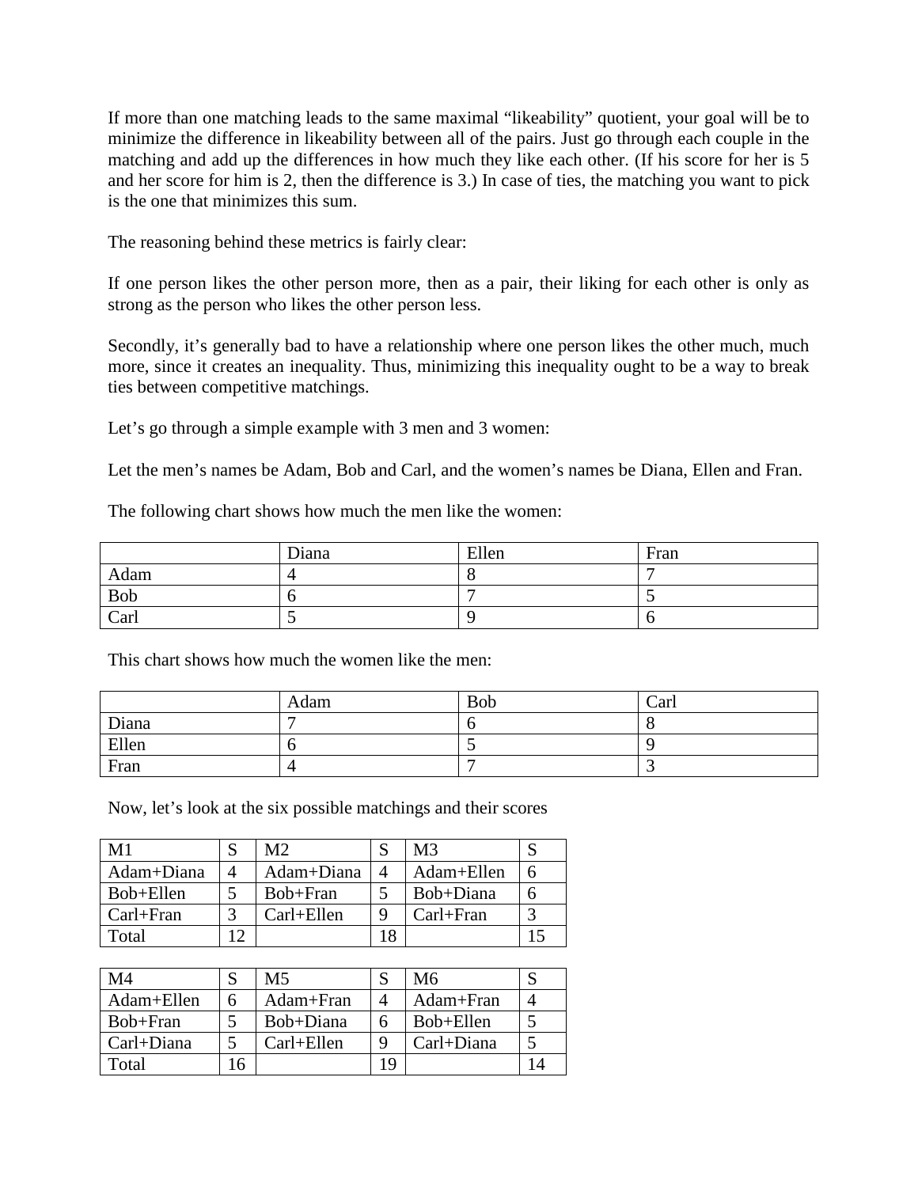If more than one matching leads to the same maximal "likeability" quotient, your goal will be to minimize the difference in likeability between all of the pairs. Just go through each couple in the matching and add up the differences in how much they like each other. (If his score for her is 5 and her score for him is 2, then the difference is 3.) In case of ties, the matching you want to pick is the one that minimizes this sum.

The reasoning behind these metrics is fairly clear:

If one person likes the other person more, then as a pair, their liking for each other is only as strong as the person who likes the other person less.

Secondly, it's generally bad to have a relationship where one person likes the other much, much more, since it creates an inequality. Thus, minimizing this inequality ought to be a way to break ties between competitive matchings.

Let's go through a simple example with 3 men and 3 women:

Let the men's names be Adam, Bob and Carl, and the women's names be Diana, Ellen and Fran.

The following chart shows how much the men like the women:

| | Diana | Ellen | Fran |
|---|---|---|---|
| Adam | 4 | 8 | 7 |
| Bob | 6 | 7 | 5 |
| Carl | 5 | 9 | 6 |

This chart shows how much the women like the men:

| | Adam | Bob | Carl |
|---|---|---|---|
| Diana | 7 | 6 | 8 |
| Ellen | 6 | 5 | 9 |
| Fran | 4 | 7 | 3 |

Now, let's look at the six possible matchings and their scores

| M1 | S | M2 | S | M3 | S |
|---|---|---|---|---|---|
| Adam+Diana | 4 | Adam+Diana | 4 | Adam+Ellen | 6 |
| Bob+Ellen | 5 | Bob+Fran | 5 | Bob+Diana | 6 |
| Carl+Fran | 3 | Carl+Ellen | 9 | Carl+Fran | 3 |
| Total | 12 | | 18 | | 15 |

| M4 | S | M5 | S | M6 | S |
|---|---|---|---|---|---|
| Adam+Ellen | 6 | Adam+Fran | 4 | Adam+Fran | 4 |
| Bob+Fran | 5 | Bob+Diana | 6 | Bob+Ellen | 5 |
| Carl+Diana | 5 | Carl+Ellen | 9 | Carl+Diana | 5 |
| Total | 16 | | 19 | | 14 |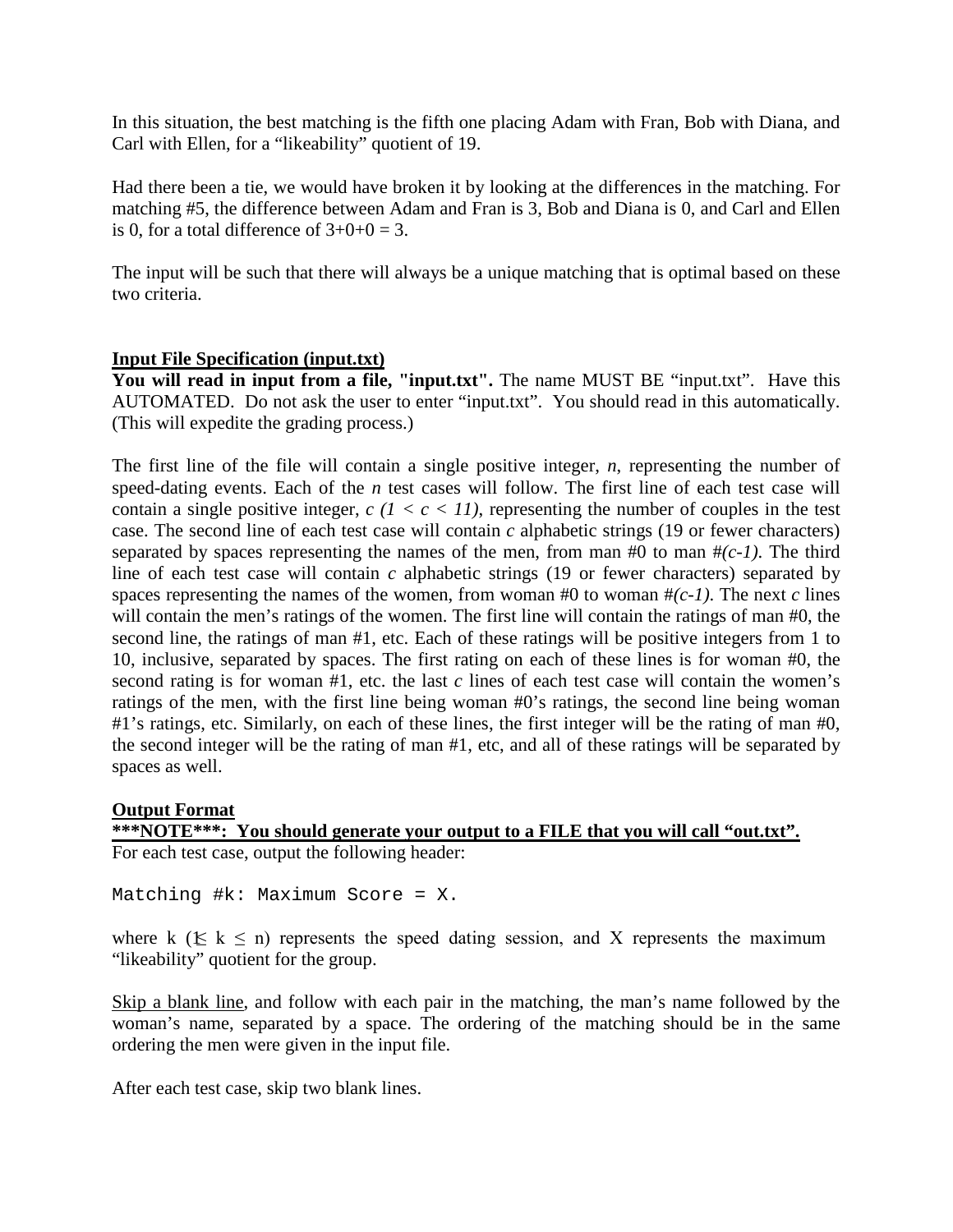In this situation, the best matching is the fifth one placing Adam with Fran, Bob with Diana, and Carl with Ellen, for a "likeability" quotient of 19.

Had there been a tie, we would have broken it by looking at the differences in the matching. For matching #5, the difference between Adam and Fran is 3, Bob and Diana is 0, and Carl and Ellen is 0, for a total difference of 3+0+0 = 3.

The input will be such that there will always be a unique matching that is optimal based on these two criteria.

## Input File Specification (input.txt)

**You will read in input from a file, "input.txt".** The name MUST BE "input.txt". Have this AUTOMATED. Do not ask the user to enter "input.txt". You should read in this automatically. (This will expedite the grading process.)

The first line of the file will contain a single positive integer, *n*, representing the number of speed-dating events. Each of the *n* test cases will follow. The first line of each test case will contain a single positive integer, $c$ $(1 < c < 11)$, representing the number of couples in the test case. The second line of each test case will contain *c* alphabetic strings (19 or fewer characters) separated by spaces representing the names of the men, from man #0 to man #$(c-1)$. The third line of each test case will contain *c* alphabetic strings (19 or fewer characters) separated by spaces representing the names of the women, from woman #0 to woman #$(c-1)$. The next *c* lines will contain the men's ratings of the women. The first line will contain the ratings of man #0, the second line, the ratings of man #1, etc. Each of these ratings will be positive integers from 1 to 10, inclusive, separated by spaces. The first rating on each of these lines is for woman #0, the second rating is for woman #1, etc. the last *c* lines of each test case will contain the women's ratings of the men, with the first line being woman #0's ratings, the second line being woman #1's ratings, etc. Similarly, on each of these lines, the first integer will be the rating of man #0, the second integer will be the rating of man #1, etc, and all of these ratings will be separated by spaces as well.

## Output Format

**\*\*\*NOTE\*\*\*: You should generate your output to a FILE that you will call "out.txt".**

For each test case, output the following header:

```
Matching #k: Maximum Score = X.
```

where k ($1 \leq k \leq n$) represents the speed dating session, and X represents the maximum "likeability" quotient for the group.

Skip a blank line, and follow with each pair in the matching, the man's name followed by the woman's name, separated by a space. The ordering of the matching should be in the same ordering the men were given in the input file.

After each test case, skip two blank lines.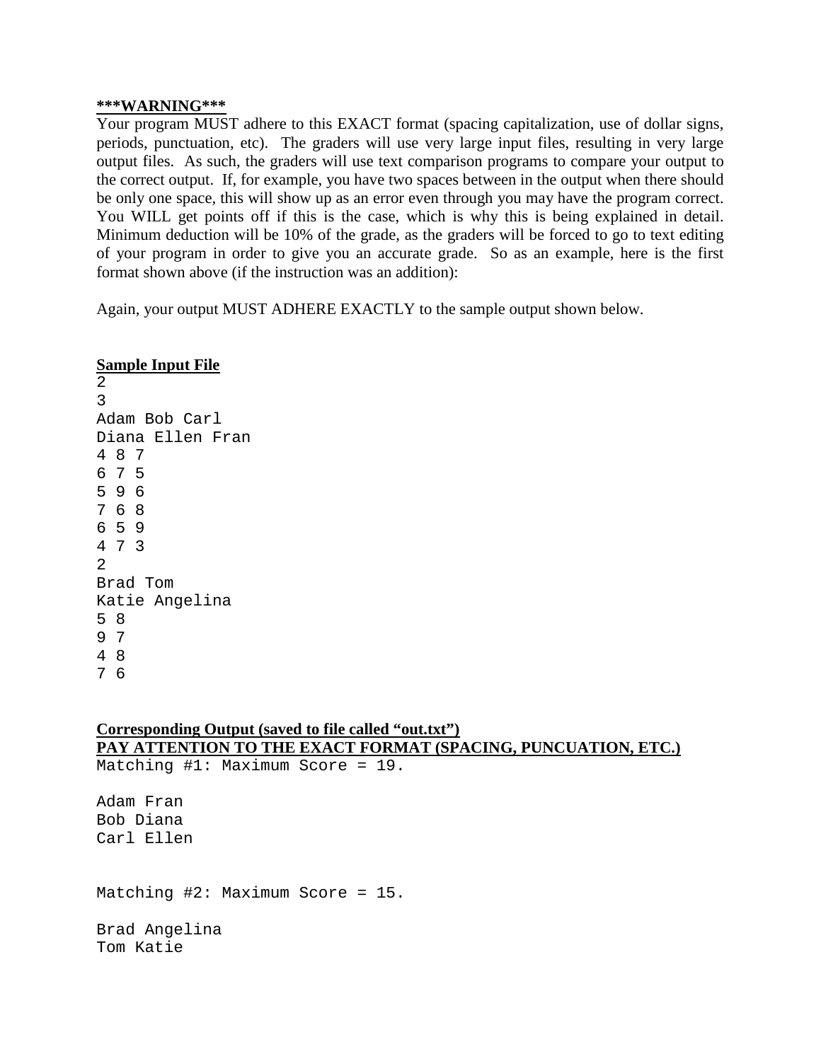**<u>***WARNING***</u>**
Your program MUST adhere to this EXACT format (spacing capitalization, use of dollar signs, periods, punctuation, etc). The graders will use very large input files, resulting in very large output files. As such, the graders will use text comparison programs to compare your output to the correct output. If, for example, you have two spaces between in the output when there should be only one space, this will show up as an error even through you may have the program correct. You WILL get points off if this is the case, which is why this is being explained in detail. Minimum deduction will be 10% of the grade, as the graders will be forced to go to text editing of your program in order to give you an accurate grade. So as an example, here is the first format shown above (if the instruction was an addition):

Again, your output MUST ADHERE EXACTLY to the sample output shown below.

**<u>Sample Input File</u>**

```
2
3
Adam Bob Carl
Diana Ellen Fran
4 8 7
6 7 5
5 9 6
7 6 8
6 5 9
4 7 3
2
Brad Tom
Katie Angelina
5 8
9 7
4 8
7 6
```

**<u>Corresponding Output (saved to file called "out.txt")</u>**
**<u>PAY ATTENTION TO THE EXACT FORMAT (SPACING, PUNCUATION, ETC.)</u>**

```
Matching #1: Maximum Score = 19.

Adam Fran
Bob Diana
Carl Ellen


Matching #2: Maximum Score = 15.

Brad Angelina
Tom Katie
```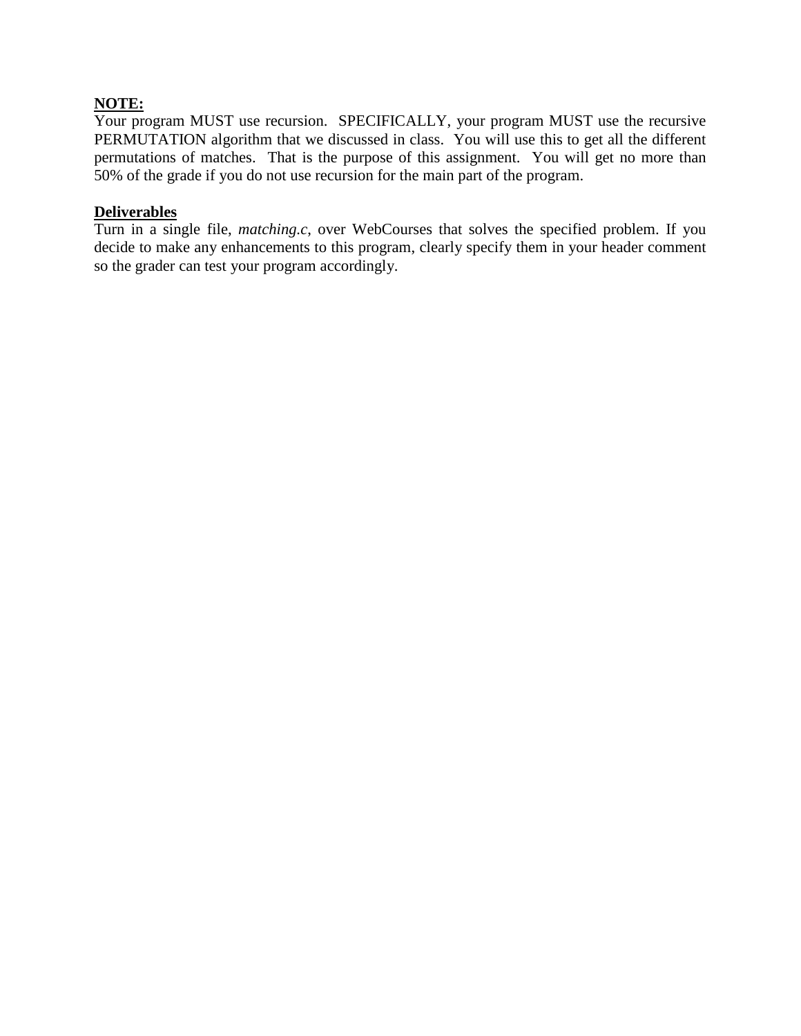**NOTE:**

Your program MUST use recursion. SPECIFICALLY, your program MUST use the recursive PERMUTATION algorithm that we discussed in class. You will use this to get all the different permutations of matches. That is the purpose of this assignment. You will get no more than 50% of the grade if you do not use recursion for the main part of the program.

**Deliverables**

Turn in a single file, *matching.c*, over WebCourses that solves the specified problem. If you decide to make any enhancements to this program, clearly specify them in your header comment so the grader can test your program accordingly.